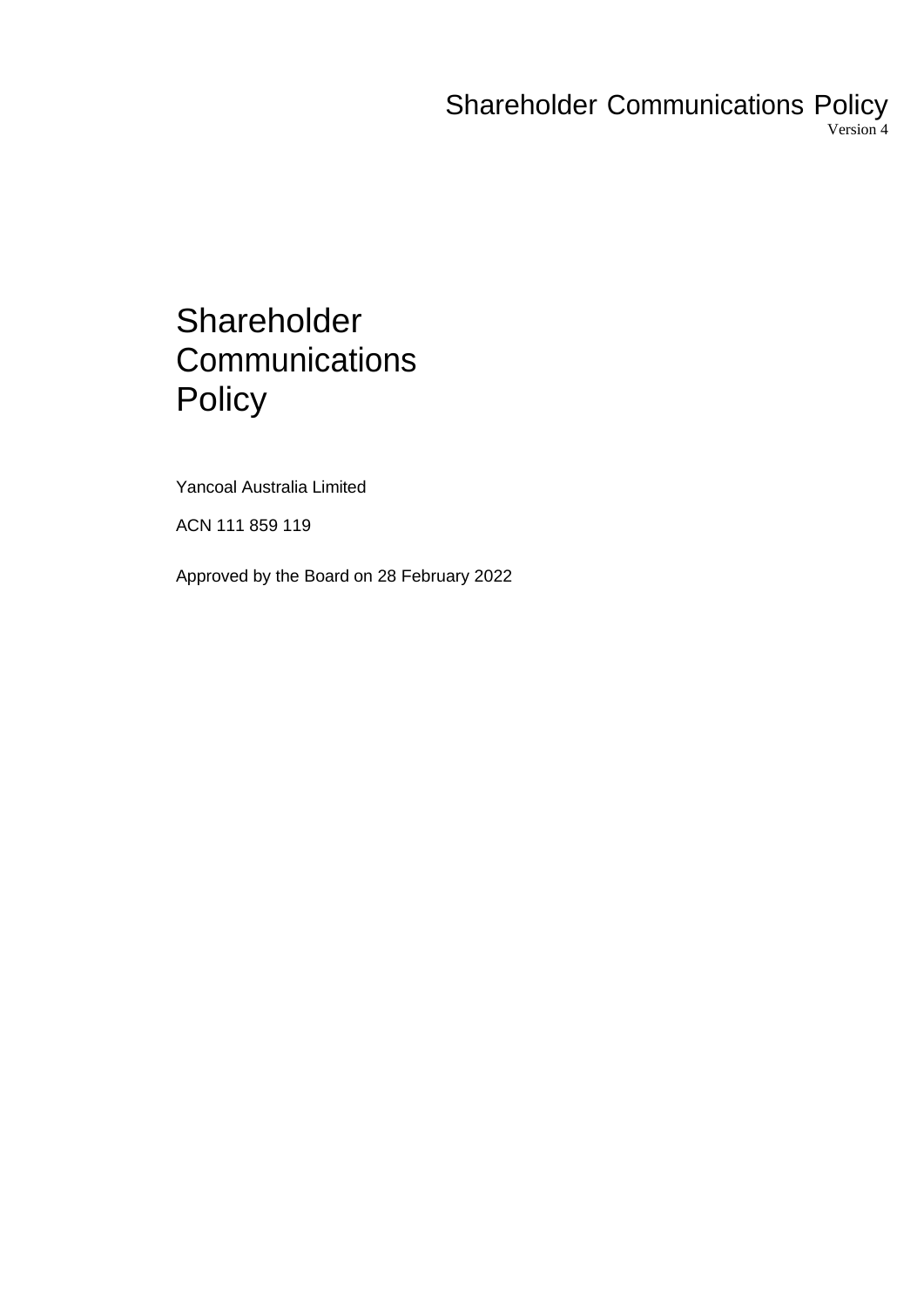# Shareholder Communications Policy

Yancoal Australia Limited

ACN 111 859 119

Approved by the Board on 28 February 2022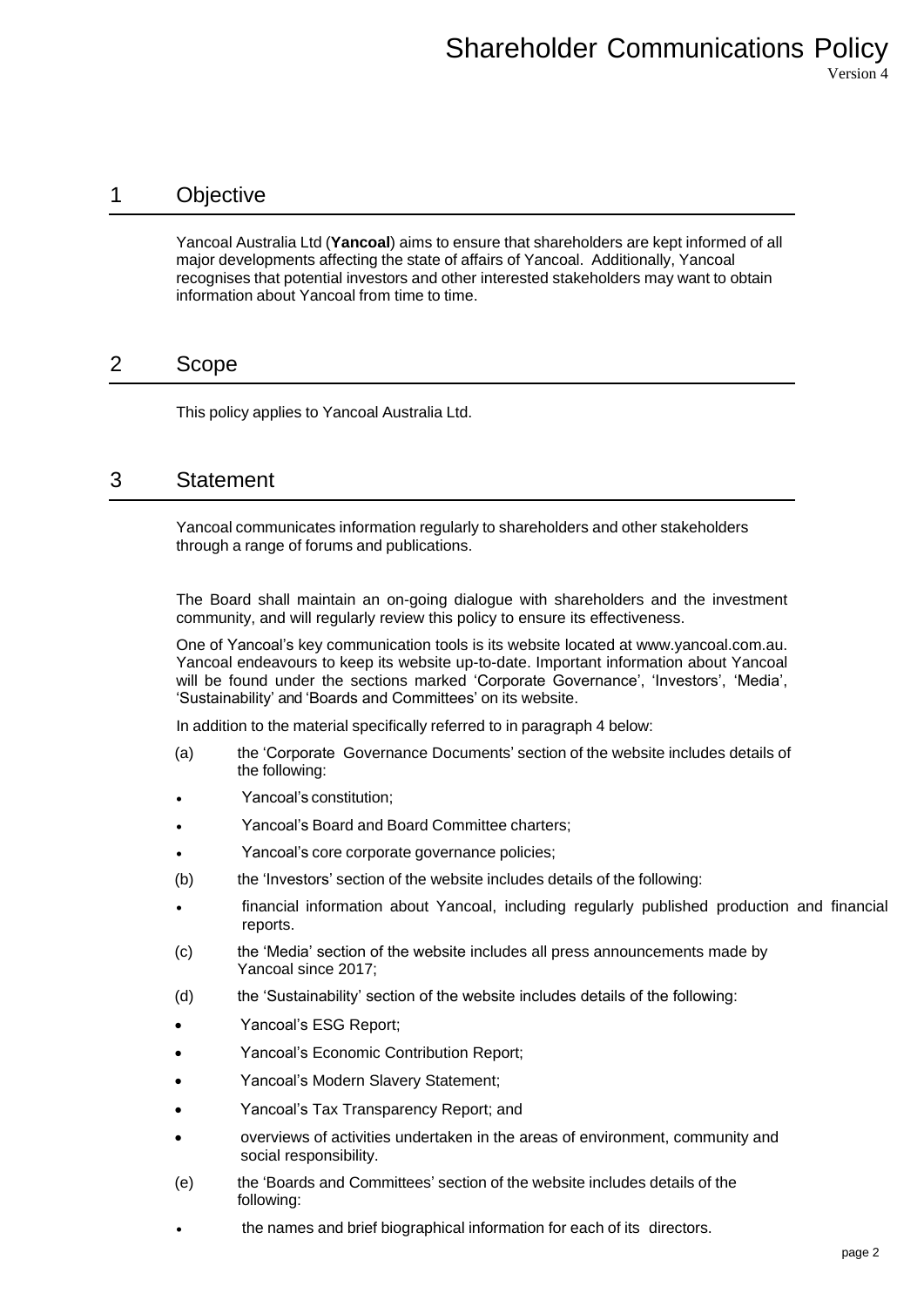## 1 Objective

Yancoal Australia Ltd (**Yancoal**) aims to ensure that shareholders are kept informed of all major developments affecting the state of affairs of Yancoal. Additionally, Yancoal recognises that potential investors and other interested stakeholders may want to obtain information about Yancoal from time to time.

## 2 Scope

This policy applies to Yancoal Australia Ltd.

## 3 Statement

Yancoal communicates information regularly to shareholders and other stakeholders through a range of forums and publications.

The Board shall maintain an on-going dialogue with shareholders and the investment community, and will regularly review this policy to ensure its effectiveness.

One of Yancoal's key communication tools is its website located at www.yancoal.com.au. Yancoal endeavours to keep its website up-to-date. Important information about Yancoal will be found under the sections marked 'Corporate Governance', 'Investors', 'Media', 'Sustainability' and 'Boards and Committees' on its website.

In addition to the material specifically referred to in paragraph 4 below:

(a) the 'Corporate Governance Documents' section of the website includes details of the following:

- Yancoal's constitution;
- Yancoal's Board and Board Committee charters;
- Yancoal's core corporate governance policies;

(b) the 'Investors' section of the website includes details of the following:

- financial information about Yancoal, including regularly published production and financial reports.

(c) the 'Media' section of the website includes all press announcements made by Yancoal since 2017;

(d) the 'Sustainability' section of the website includes details of the following:

- Yancoal's ESG Report;
- Yancoal's Economic Contribution Report;
- Yancoal's Modern Slavery Statement;
- Yancoal's Tax Transparency Report; and
- overviews of activities undertaken in the areas of environment, community and social responsibility.

(e) the 'Boards and Committees' section of the website includes details of the following:

- the names and brief biographical information for each of its directors.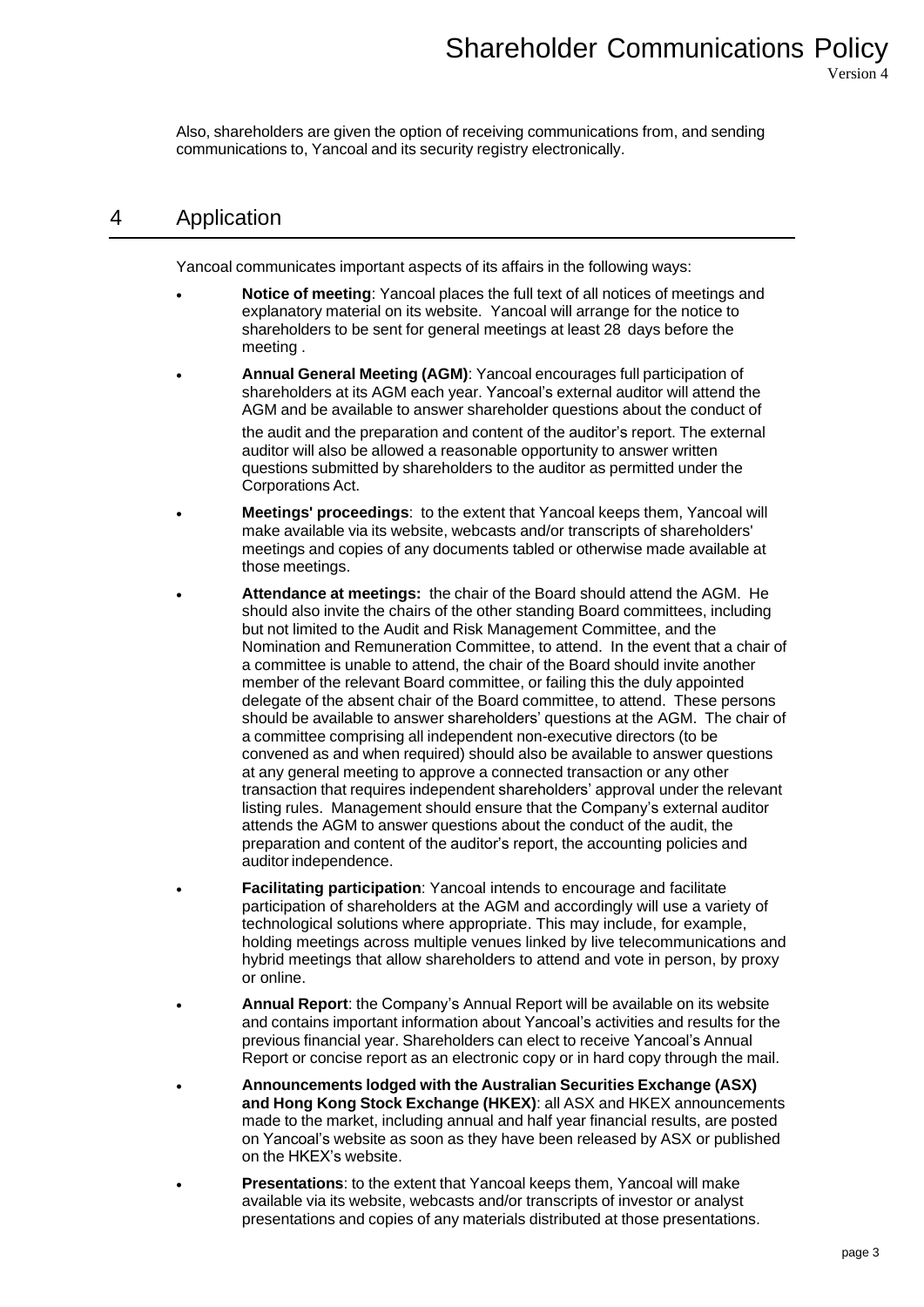Also, shareholders are given the option of receiving communications from, and sending communications to, Yancoal and its security registry electronically.

## 4 Application

Yancoal communicates important aspects of its affairs in the following ways:

- **Notice of meeting**: Yancoal places the full text of all notices of meetings and explanatory material on its website. Yancoal will arrange for the notice to shareholders to be sent for general meetings at least 28 days before the meeting .
- **Annual General Meeting (AGM)**: Yancoal encourages full participation of shareholders at its AGM each year. Yancoal's external auditor will attend the AGM and be available to answer shareholder questions about the conduct of the audit and the preparation and content of the auditor's report. The external auditor will also be allowed a reasonable opportunity to answer written questions submitted by shareholders to the auditor as permitted under the Corporations Act.
- **Meetings' proceedings**: to the extent that Yancoal keeps them, Yancoal will make available via its website, webcasts and/or transcripts of shareholders' meetings and copies of any documents tabled or otherwise made available at those meetings.
- **Attendance at meetings:** the chair of the Board should attend the AGM. He should also invite the chairs of the other standing Board committees, including but not limited to the Audit and Risk Management Committee, and the Nomination and Remuneration Committee, to attend. In the event that a chair of a committee is unable to attend, the chair of the Board should invite another member of the relevant Board committee, or failing this the duly appointed delegate of the absent chair of the Board committee, to attend. These persons should be available to answer shareholders' questions at the AGM. The chair of a committee comprising all independent non-executive directors (to be convened as and when required) should also be available to answer questions at any general meeting to approve a connected transaction or any other transaction that requires independent shareholders' approval under the relevant listing rules. Management should ensure that the Company's external auditor attends the AGM to answer questions about the conduct of the audit, the preparation and content of the auditor's report, the accounting policies and auditor independence.
- **Facilitating participation**: Yancoal intends to encourage and facilitate participation of shareholders at the AGM and accordingly will use a variety of technological solutions where appropriate. This may include, for example, holding meetings across multiple venues linked by live telecommunications and hybrid meetings that allow shareholders to attend and vote in person, by proxy or online.
- **Annual Report**: the Company's Annual Report will be available on its website and contains important information about Yancoal's activities and results for the previous financial year. Shareholders can elect to receive Yancoal's Annual Report or concise report as an electronic copy or in hard copy through the mail.
- **Announcements lodged with the Australian Securities Exchange (ASX) and Hong Kong Stock Exchange (HKEX)**: all ASX and HKEX announcements made to the market, including annual and half year financial results, are posted on Yancoal's website as soon as they have been released by ASX or published on the HKEX's website.
- **Presentations**: to the extent that Yancoal keeps them, Yancoal will make available via its website, webcasts and/or transcripts of investor or analyst presentations and copies of any materials distributed at those presentations.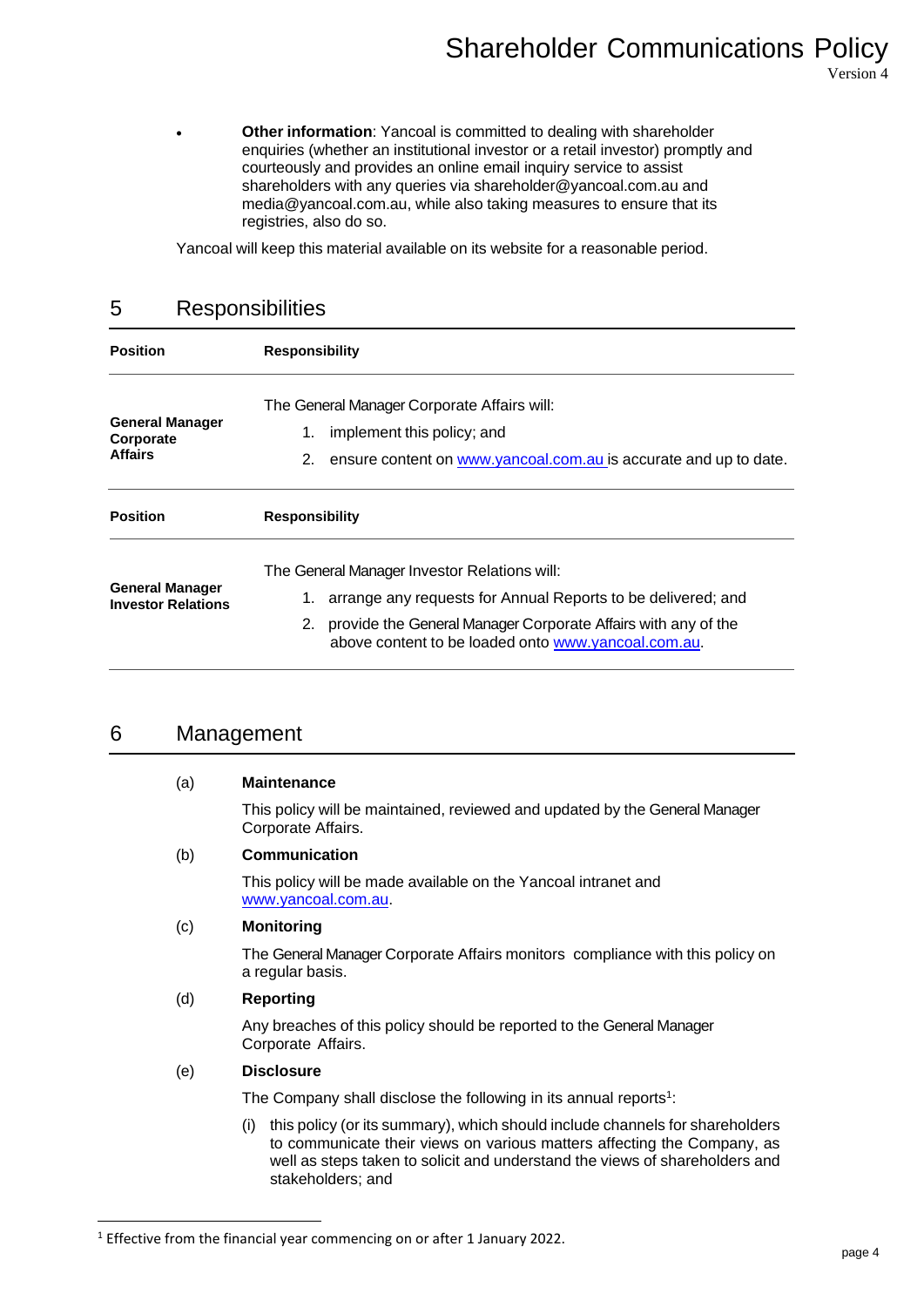- **Other information**: Yancoal is committed to dealing with shareholder enquiries (whether an institutional investor or a retail investor) promptly and courteously and provides an online email inquiry service to assist shareholders with any queries via shareholder@yancoal.com.au and media@yancoal.com.au, while also taking measures to ensure that its registries, also do so.

Yancoal will keep this material available on its website for a reasonable period.

## 5 Responsibilities

| Position | Responsibility |
|---|---|
| **General Manager Corporate Affairs** | The General Manager Corporate Affairs will: 1. implement this policy; and 2. ensure content on [www.yancoal.com.au](www.yancoal.com.au) is accurate and up to date. |
| **Position** | **Responsibility** |
| **General Manager Investor Relations** | The General Manager Investor Relations will: 1. arrange any requests for Annual Reports to be delivered; and 2. provide the General Manager Corporate Affairs with any of the above content to be loaded onto [www.yancoal.com.au](www.yancoal.com.au). |

## 6 Management

(a) **Maintenance**

This policy will be maintained, reviewed and updated by the General Manager Corporate Affairs.

(b) **Communication**

This policy will be made available on the Yancoal intranet and [www.yancoal.com.au](www.yancoal.com.au).

(c) **Monitoring**

The General Manager Corporate Affairs monitors compliance with this policy on a regular basis.

(d) **Reporting**

Any breaches of this policy should be reported to the General Manager Corporate Affairs.

(e) **Disclosure**

The Company shall disclose the following in its annual reports[1]:

(i) this policy (or its summary), which should include channels for shareholders to communicate their views on various matters affecting the Company, as well as steps taken to solicit and understand the views of shareholders and stakeholders; and

---

[1] Effective from the financial year commencing on or after 1 January 2022.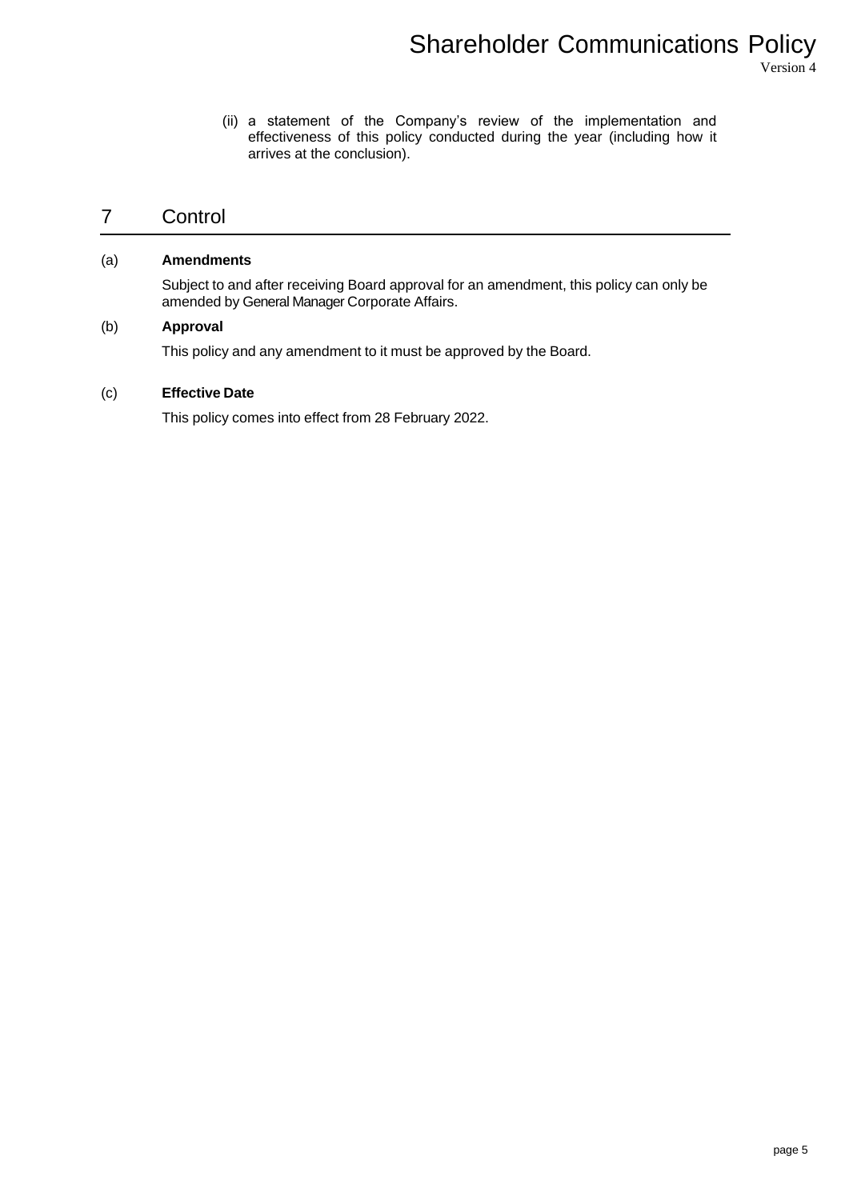(ii) a statement of the Company's review of the implementation and effectiveness of this policy conducted during the year (including how it arrives at the conclusion).

## 7 Control

(a) **Amendments**

Subject to and after receiving Board approval for an amendment, this policy can only be amended by General Manager Corporate Affairs.

(b) **Approval**

This policy and any amendment to it must be approved by the Board.

(c) **Effective Date**

This policy comes into effect from 28 February 2022.